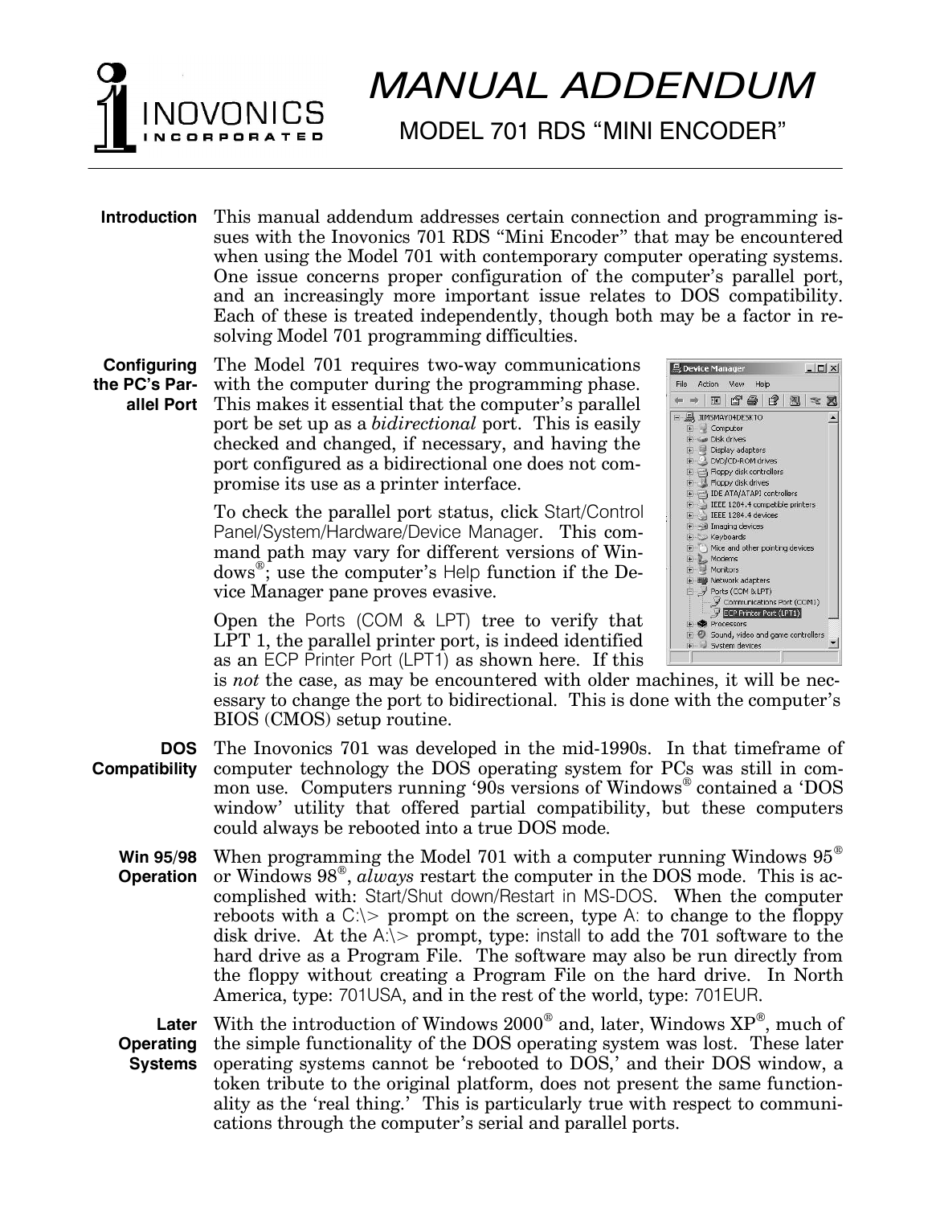# MANUAL ADDENDUM

## MODEL 701 RDS "MINI ENCODER"

**Introduction**

This manual addendum addresses certain connection and programming issues with the Inovonics 701 RDS "Mini Encoder" that may be encountered when using the Model 701 with contemporary computer operating systems. One issue concerns proper configuration of the computer's parallel port, and an increasingly more important issue relates to DOS compatibility. Each of these is treated independently, though both may be a factor in resolving Model 701 programming difficulties.

**Configuring the PC's Parallel Port**

The Model 701 requires two-way communications with the computer during the programming phase. This makes it essential that the computer's parallel port be set up as a *bidirectional* port. This is easily checked and changed, if necessary, and having the port configured as a bidirectional one does not compromise its use as a printer interface.

To check the parallel port status, click Start/Control Panel/System/Hardware/Device Manager. This command path may vary for different versions of Windows®; use the computer's Help function if the Device Manager pane proves evasive.

Open the Ports (COM & LPT) tree to verify that LPT 1, the parallel printer port, is indeed identified as an ECP Printer Port (LPT1) as shown here. If this is *not* the case, as may be encountered with older machines, it will be necessary to change the port to bidirectional. This is done with the computer's BIOS (CMOS) setup routine.

**DOS Compatibility**

The Inovonics 701 was developed in the mid-1990s. In that timeframe of computer technology the DOS operating system for PCs was still in common use. Computers running '90s versions of Windows® contained a 'DOS window' utility that offered partial compatibility, but these computers could always be rebooted into a true DOS mode.

**Win 95/98 Operation**

When programming the Model 701 with a computer running Windows 95® or Windows 98®, *always* restart the computer in the DOS mode. This is accomplished with: Start/Shut down/Restart in MS-DOS. When the computer reboots with a C:\> prompt on the screen, type A: to change to the floppy disk drive. At the A:\> prompt, type: install to add the 701 software to the hard drive as a Program File. The software may also be run directly from the floppy without creating a Program File on the hard drive. In North America, type: 701USA, and in the rest of the world, type: 701EUR.

**Later Operating Systems**

With the introduction of Windows 2000® and, later, Windows XP®, much of the simple functionality of the DOS operating system was lost. These later operating systems cannot be 'rebooted to DOS,' and their DOS window, a token tribute to the original platform, does not present the same functionality as the 'real thing.' This is particularly true with respect to communications through the computer's serial and parallel ports.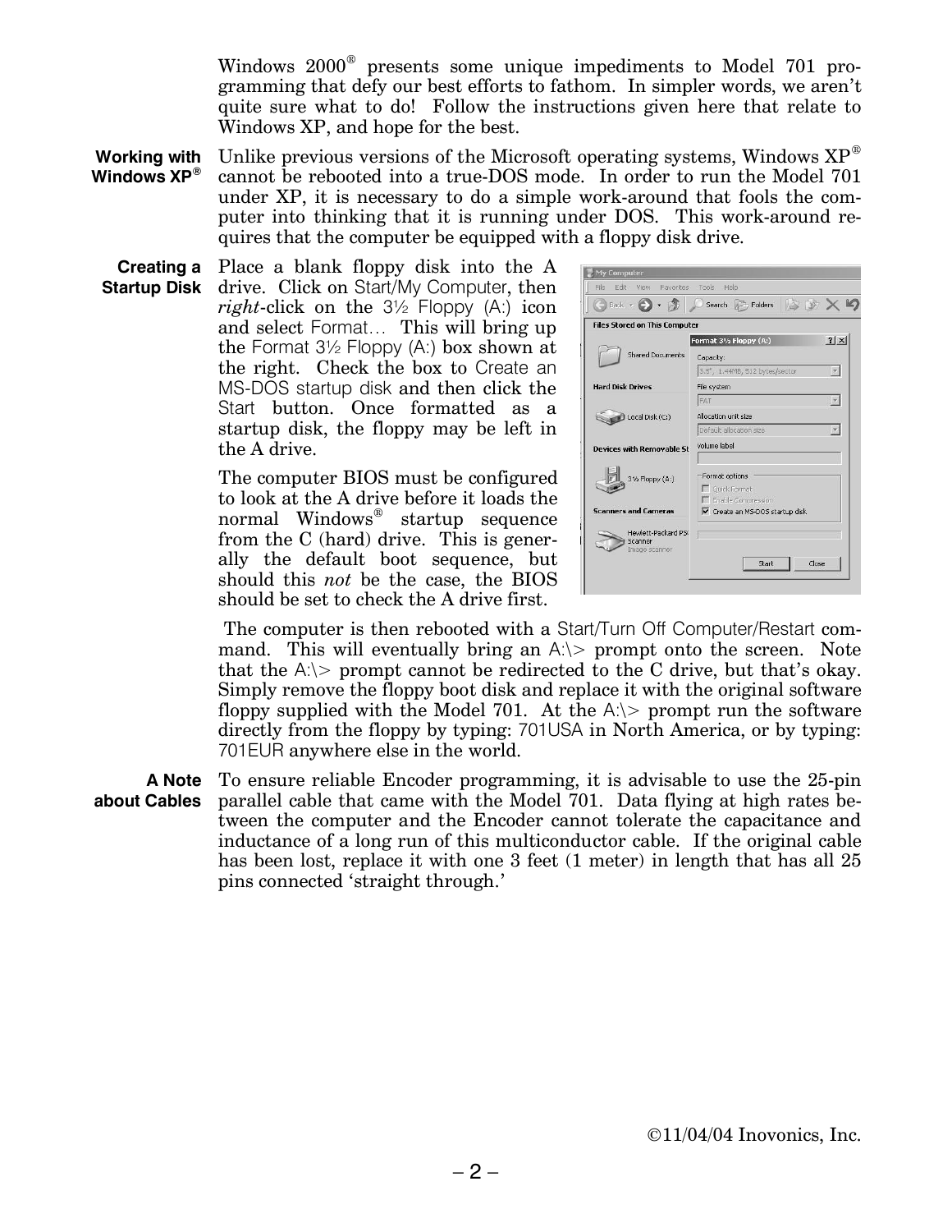Windows 2000® presents some unique impediments to Model 701 programming that defy our best efforts to fathom. In simpler words, we aren't quite sure what to do! Follow the instructions given here that relate to Windows XP, and hope for the best.

**Working with Windows XP®**

Unlike previous versions of the Microsoft operating systems, Windows XP® cannot be rebooted into a true-DOS mode. In order to run the Model 701 under XP, it is necessary to do a simple work-around that fools the computer into thinking that it is running under DOS. This work-around requires that the computer be equipped with a floppy disk drive.

**Creating a Startup Disk**

Place a blank floppy disk into the A drive. Click on Start/My Computer, then *right*-click on the 3½ Floppy (A:) icon and select Format… This will bring up the Format 3½ Floppy (A:) box shown at the right. Check the box to Create an MS-DOS startup disk and then click the Start button. Once formatted as a startup disk, the floppy may be left in the A drive.

The computer BIOS must be configured to look at the A drive before it loads the normal Windows® startup sequence from the C (hard) drive. This is generally the default boot sequence, but should this *not* be the case, the BIOS should be set to check the A drive first.

The computer is then rebooted with a Start/Turn Off Computer/Restart command. This will eventually bring an A:\> prompt onto the screen. Note that the A:\> prompt cannot be redirected to the C drive, but that's okay. Simply remove the floppy boot disk and replace it with the original software floppy supplied with the Model 701. At the A:\> prompt run the software directly from the floppy by typing: 701USA in North America, or by typing: 701EUR anywhere else in the world.

**A Note about Cables**

To ensure reliable Encoder programming, it is advisable to use the 25-pin parallel cable that came with the Model 701. Data flying at high rates between the computer and the Encoder cannot tolerate the capacitance and inductance of a long run of this multiconductor cable. If the original cable has been lost, replace it with one 3 feet (1 meter) in length that has all 25 pins connected 'straight through.'

©11/04/04 Inovonics, Inc.